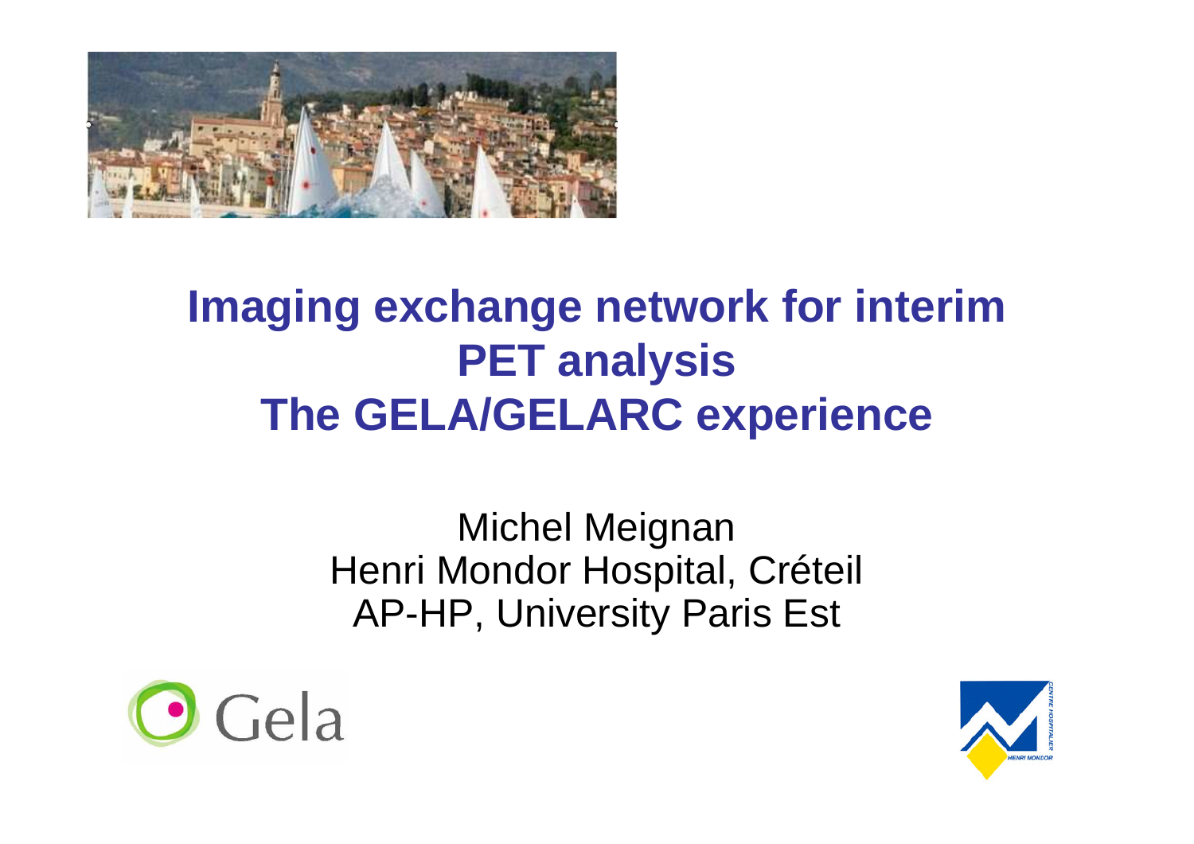# Imaging exchange network for interim PET analysis
# The GELA/GELARC experience

Michel Meignan
Henri Mondor Hospital, Créteil
AP-HP, University Paris Est

Gela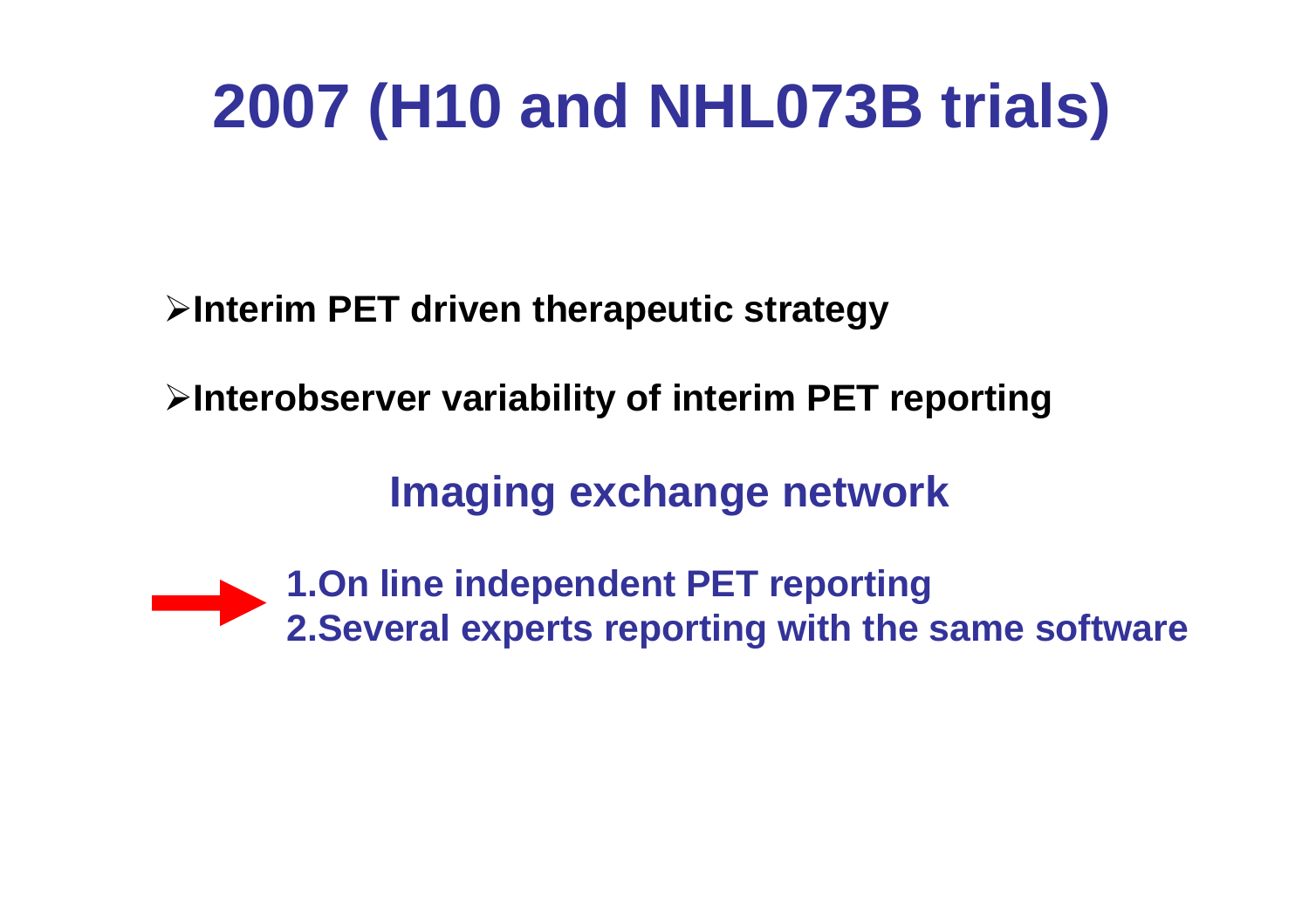# 2007 (H10 and NHL073B trials)

- **Interim PET driven therapeutic strategy**
- **Interobserver variability of interim PET reporting**

## Imaging exchange network

1. **On line independent PET reporting**
2. **Several experts reporting with the same software**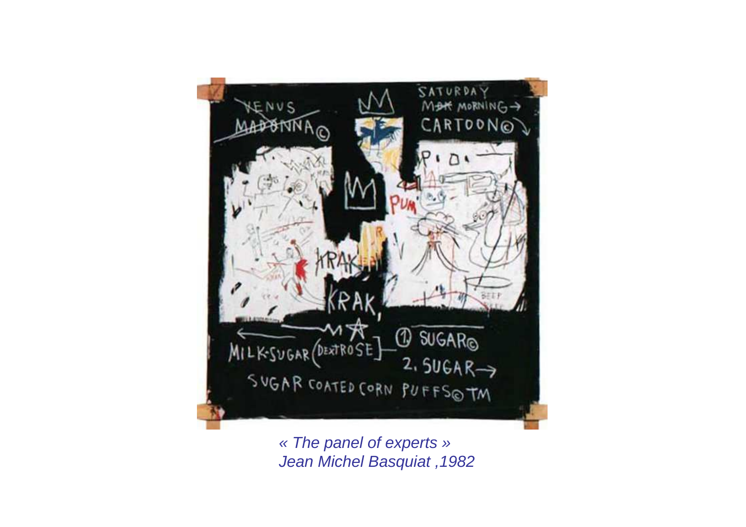« The panel of experts »
Jean Michel Basquiat ,1982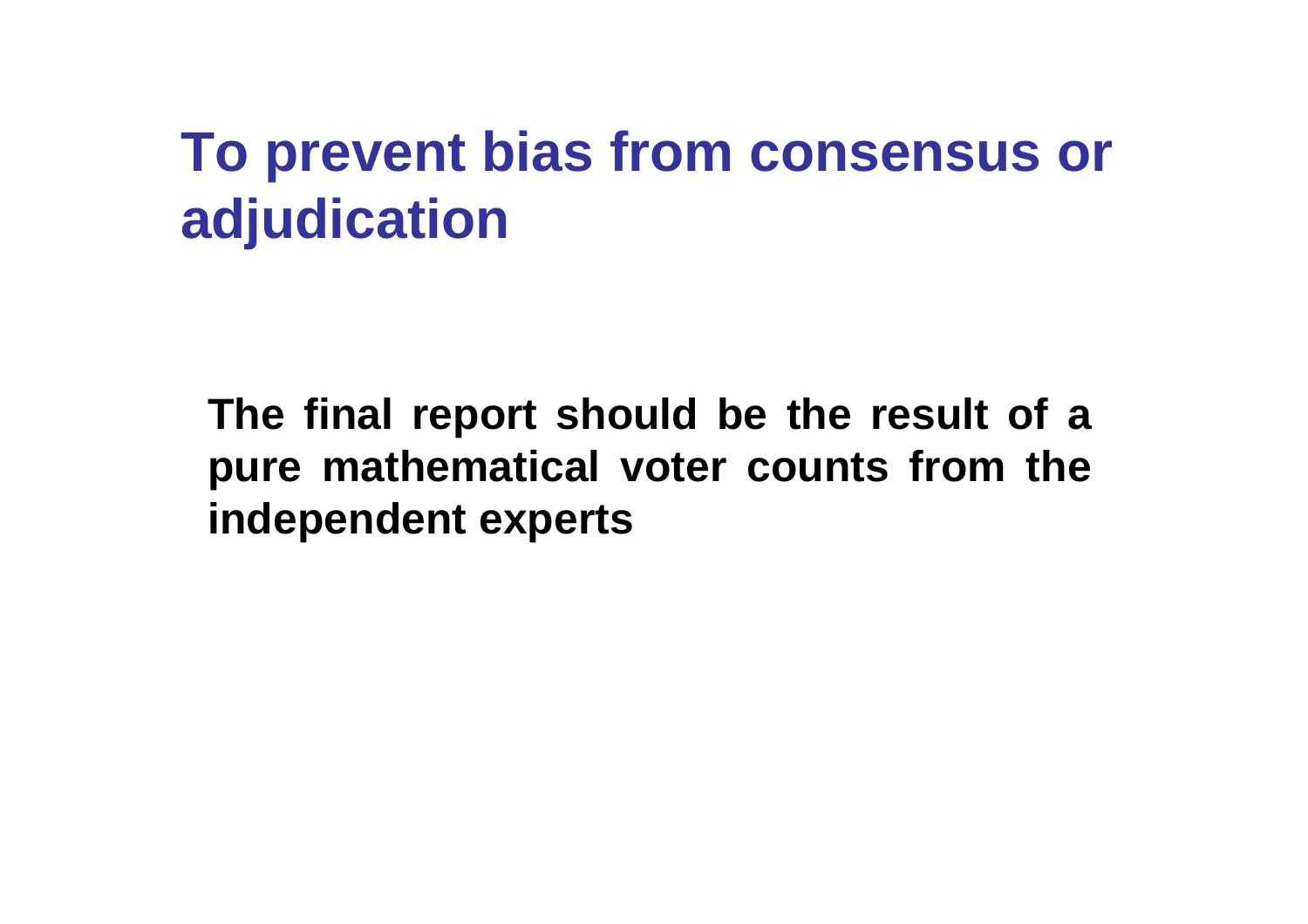# To prevent bias from consensus or adjudication

**The final report should be the result of a pure mathematical voter counts from the independent experts**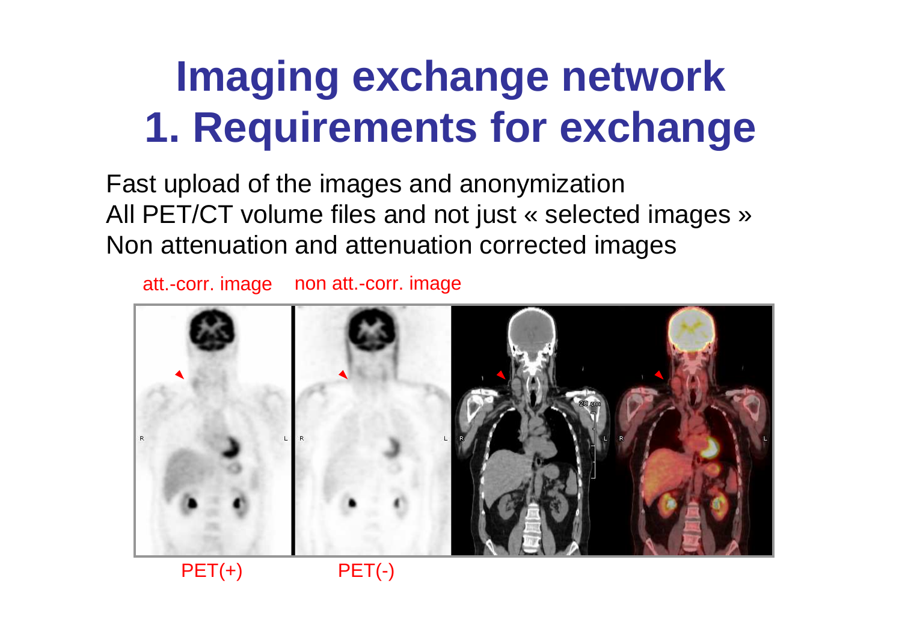# Imaging exchange network
# 1. Requirements for exchange

Fast upload of the images and anonymization
All PET/CT volume files and not just « selected images »
Non attenuation and attenuation corrected images

att.-corr. image

non att.-corr. image

PET(+)

PET(-)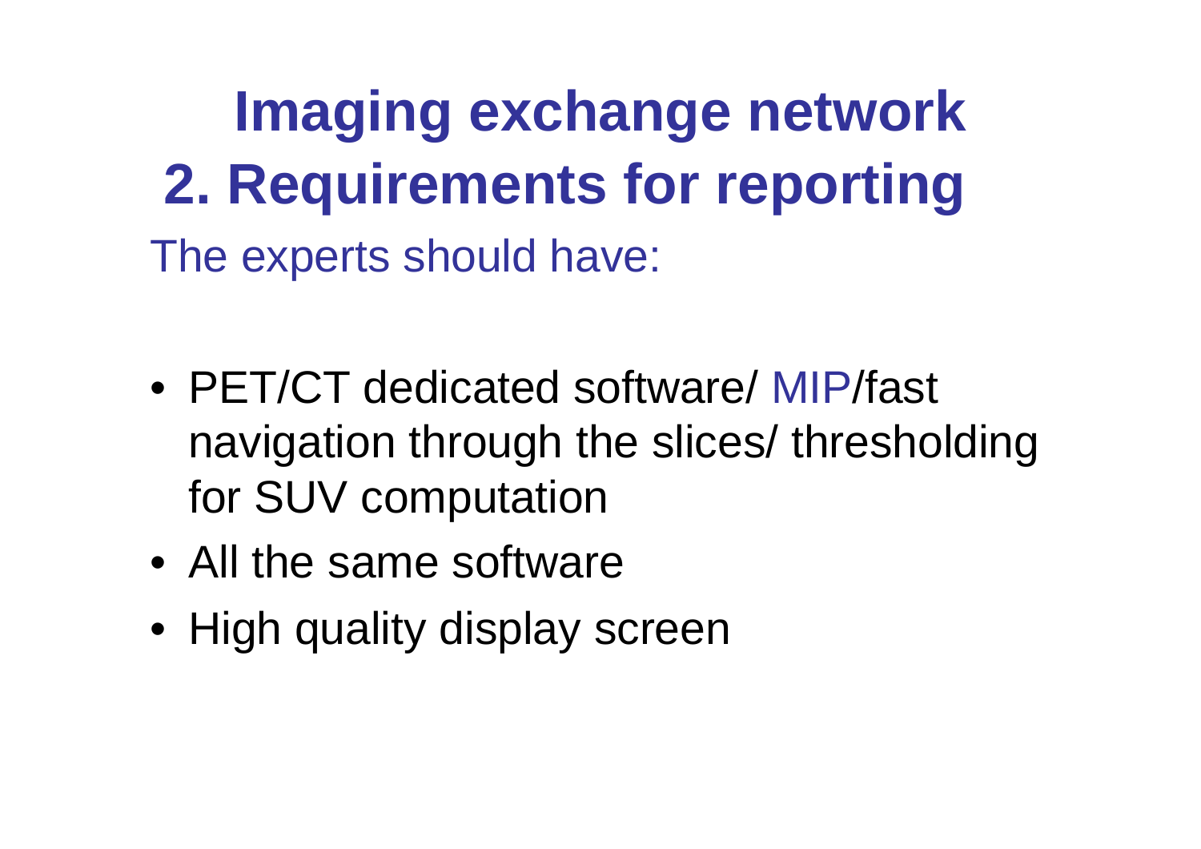# Imaging exchange network
# 2. Requirements for reporting

The experts should have:

- PET/CT dedicated software/ MIP/fast navigation through the slices/ thresholding for SUV computation
- All the same software
- High quality display screen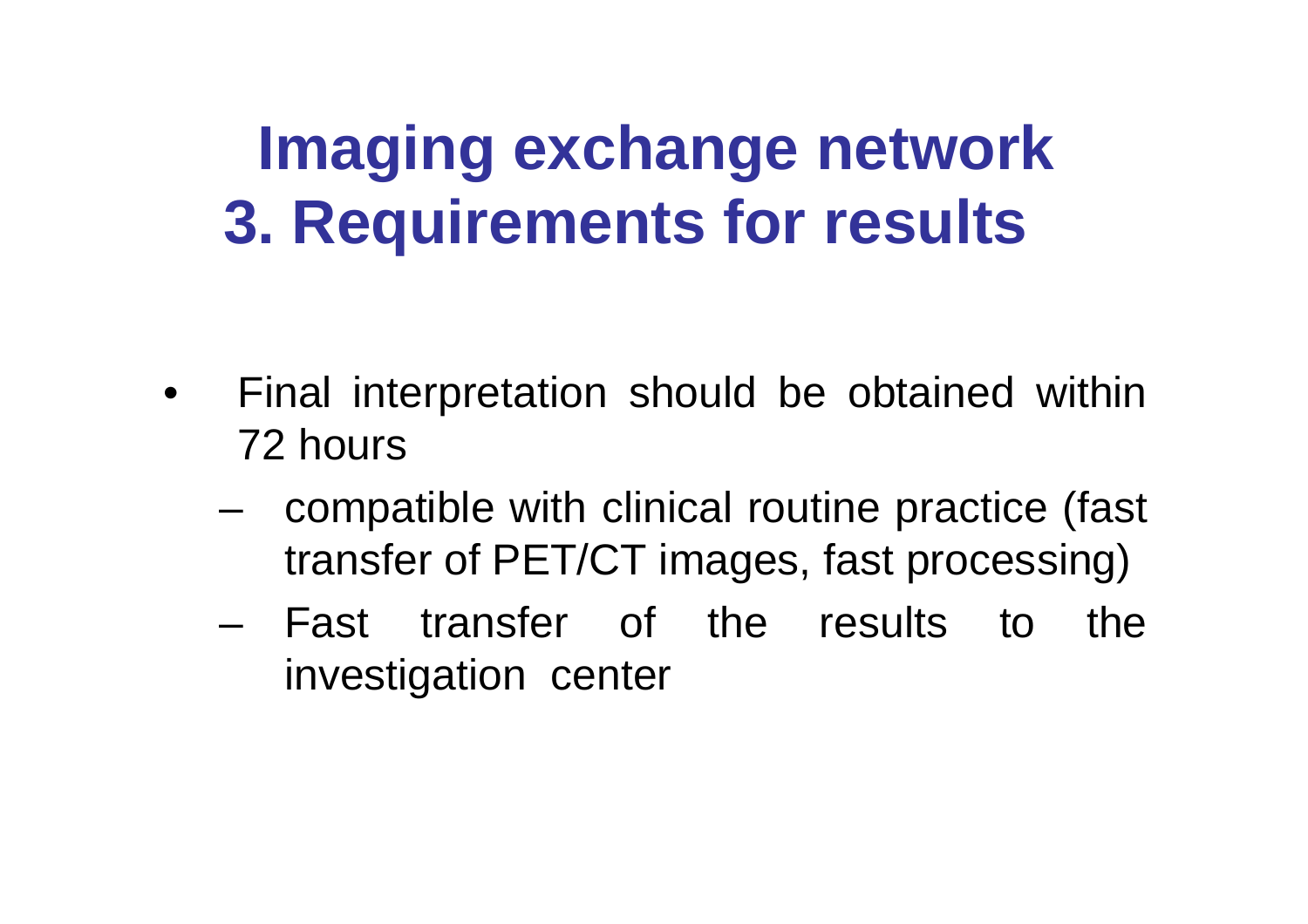# Imaging exchange network
# 3. Requirements for results

- Final interpretation should be obtained within 72 hours
  - compatible with clinical routine practice (fast transfer of PET/CT images, fast processing)
  - Fast transfer of the results to the investigation center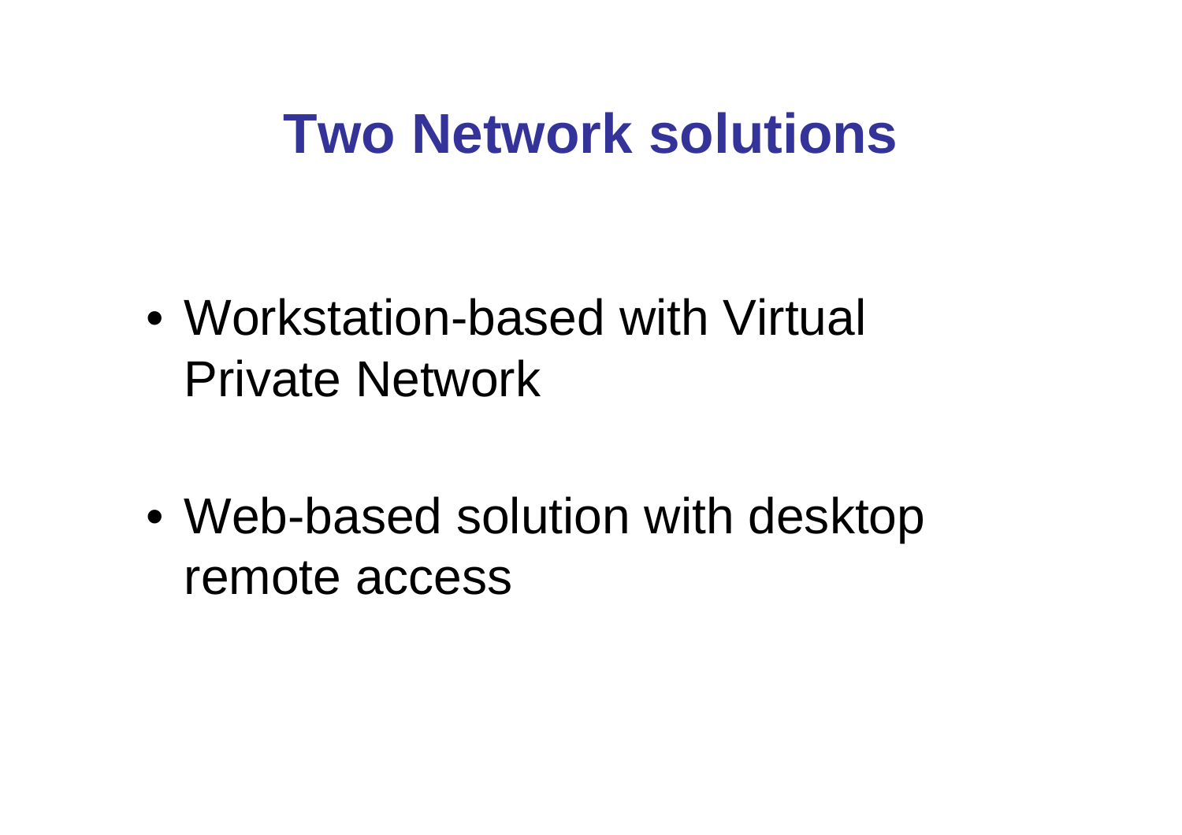# Two Network solutions

- Workstation-based with Virtual Private Network
- Web-based solution with desktop remote access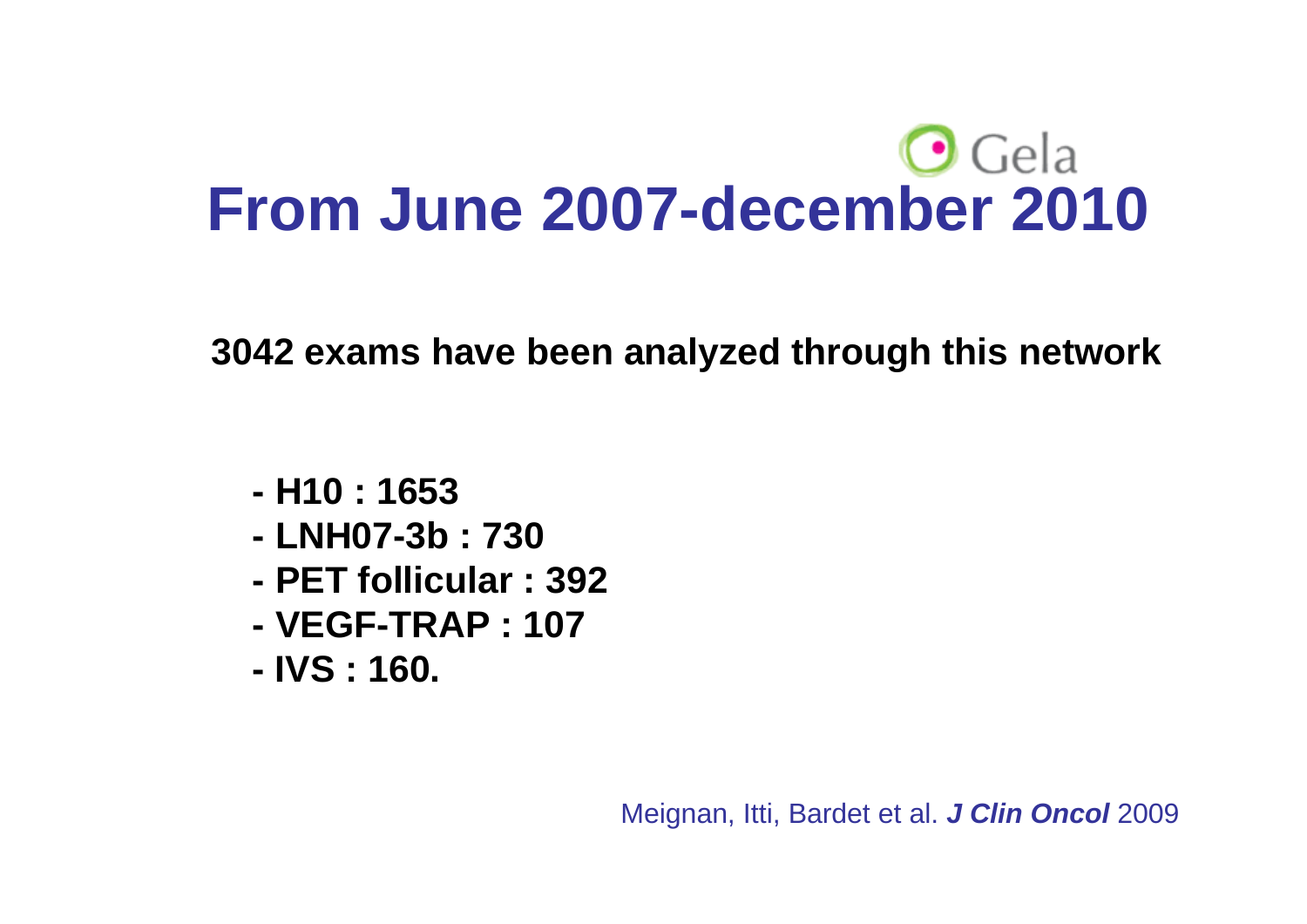Gela

# From June 2007-december 2010

**3042 exams have been analyzed through this network**

- **H10 : 1653**
- **LNH07-3b : 730**
- **PET follicular : 392**
- **VEGF-TRAP : 107**
- **IVS : 160.**

Meignan, Itti, Bardet et al. ***J Clin Oncol*** 2009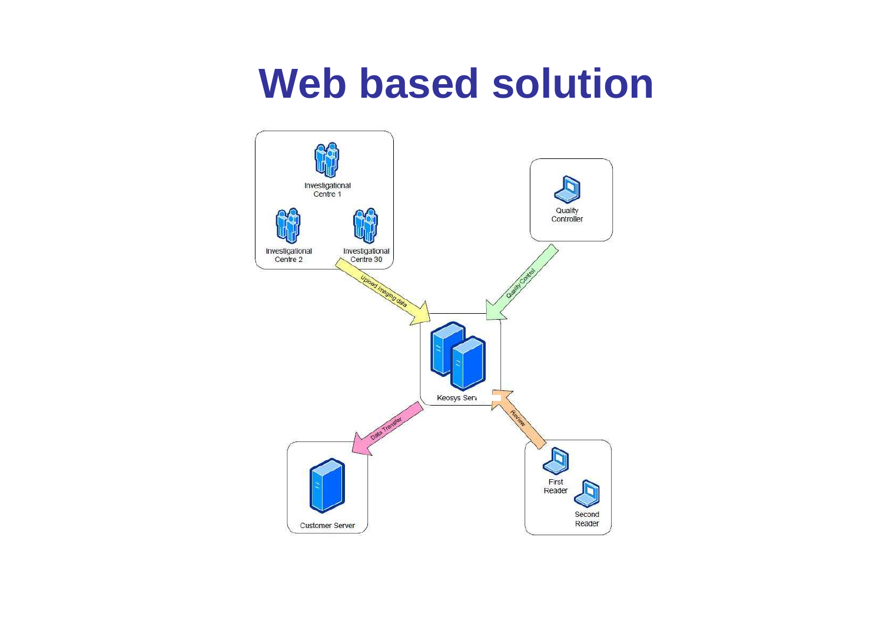# Web based solution

Investigational Centre 1

Investigational Centre 2

Investigational Centre 30

Quality Controller

Upload imaging data

Quality Control

Keosys Serv

Data Transfer

Review

Customer Server

First Reader

Second Reader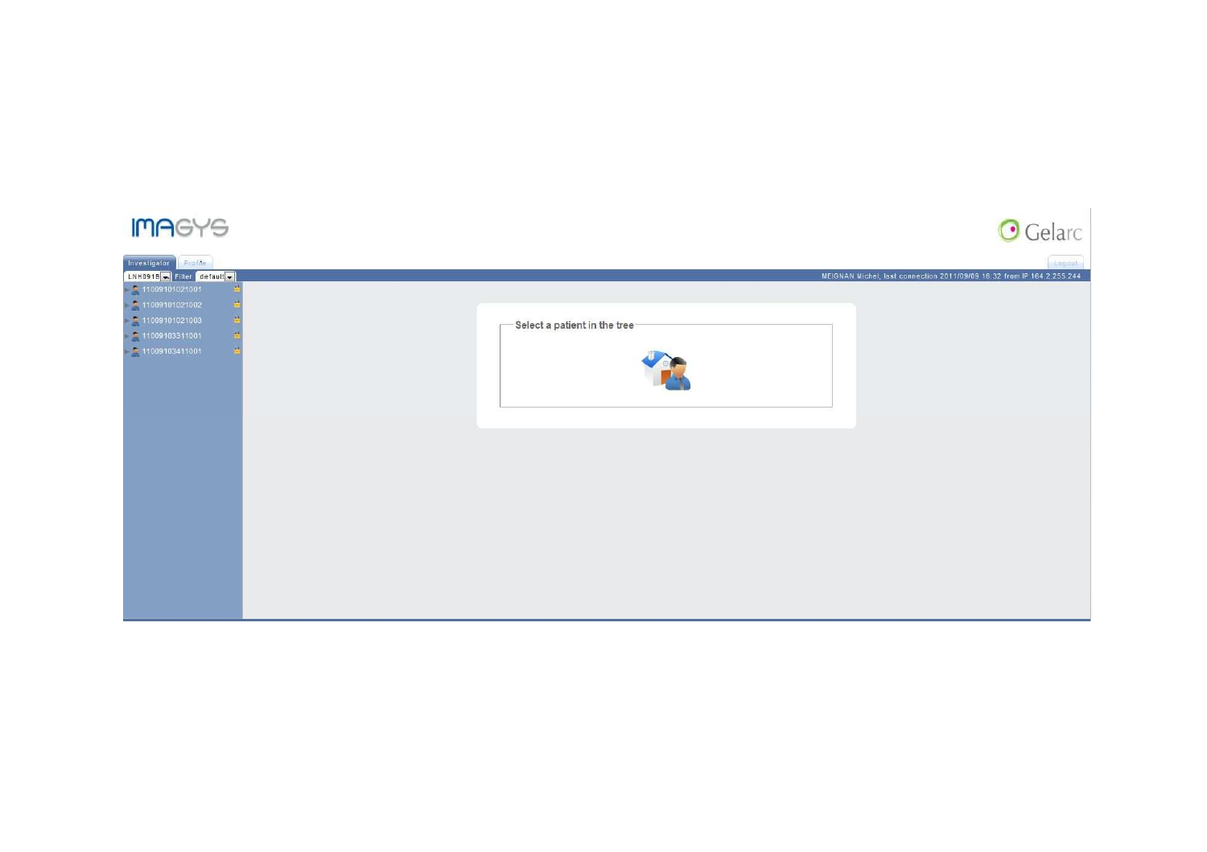IMAGYS

Gelarc

Investigator | Profile

Logout

LNH091B Filter default

MEIGNAN Michel, last connection 2011/09/09 16:32 from IP 164.2.255.244

- 11009101021001
- 11009101021002
- 11009101021003
- 11009103311001
- 11009103411001

Select a patient in the tree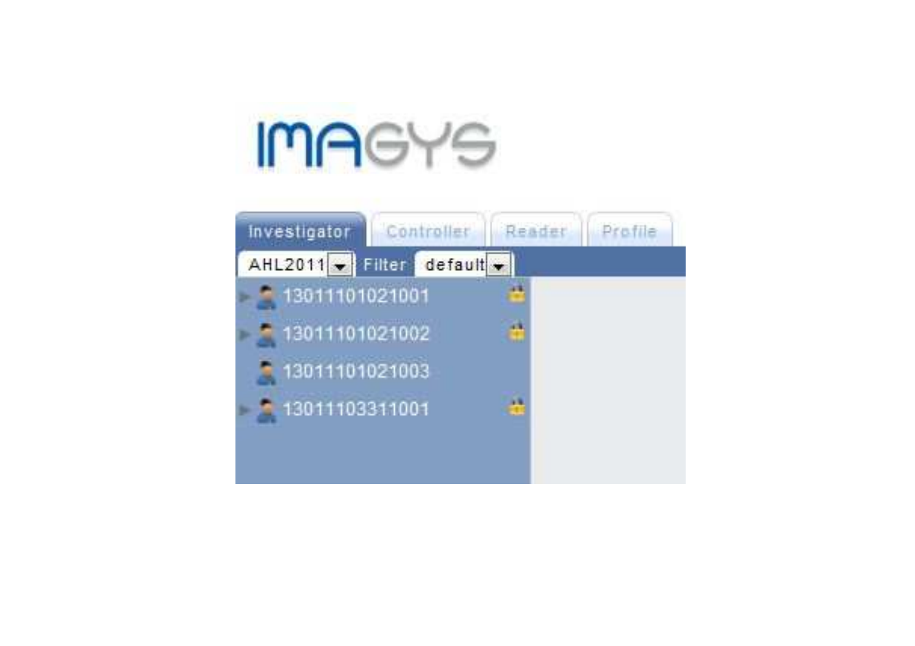IMAGYS

Investigator Controller Reader Profile

AHL2011 Filter default

13011101021001

13011101021002

13011101021003

13011103311001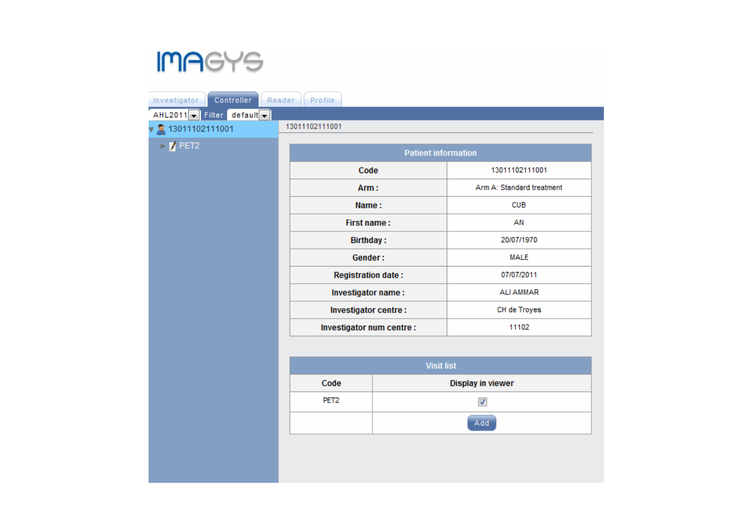IMAGYS

Investigator | Controller | Reader | Profile

AHL2011 Filter default

- 13011102111001
  - PET2

13011102111001

| Patient information | |
|---|---|
| Code | 13011102111001 |
| Arm : | Arm A: Standard treatment |
| Name : | CUB |
| First name : | AN |
| Birthday : | 20/07/1970 |
| Gender : | MALE |
| Registration date : | 07/07/2011 |
| Investigator name : | ALI AMMAR |
| Investigator centre : | CH de Troyes |
| Investigator num centre : | 11102 |

| Visit list | |
|---|---|
| Code | Display in viewer |
| PET2 | ☑ |
| | Add |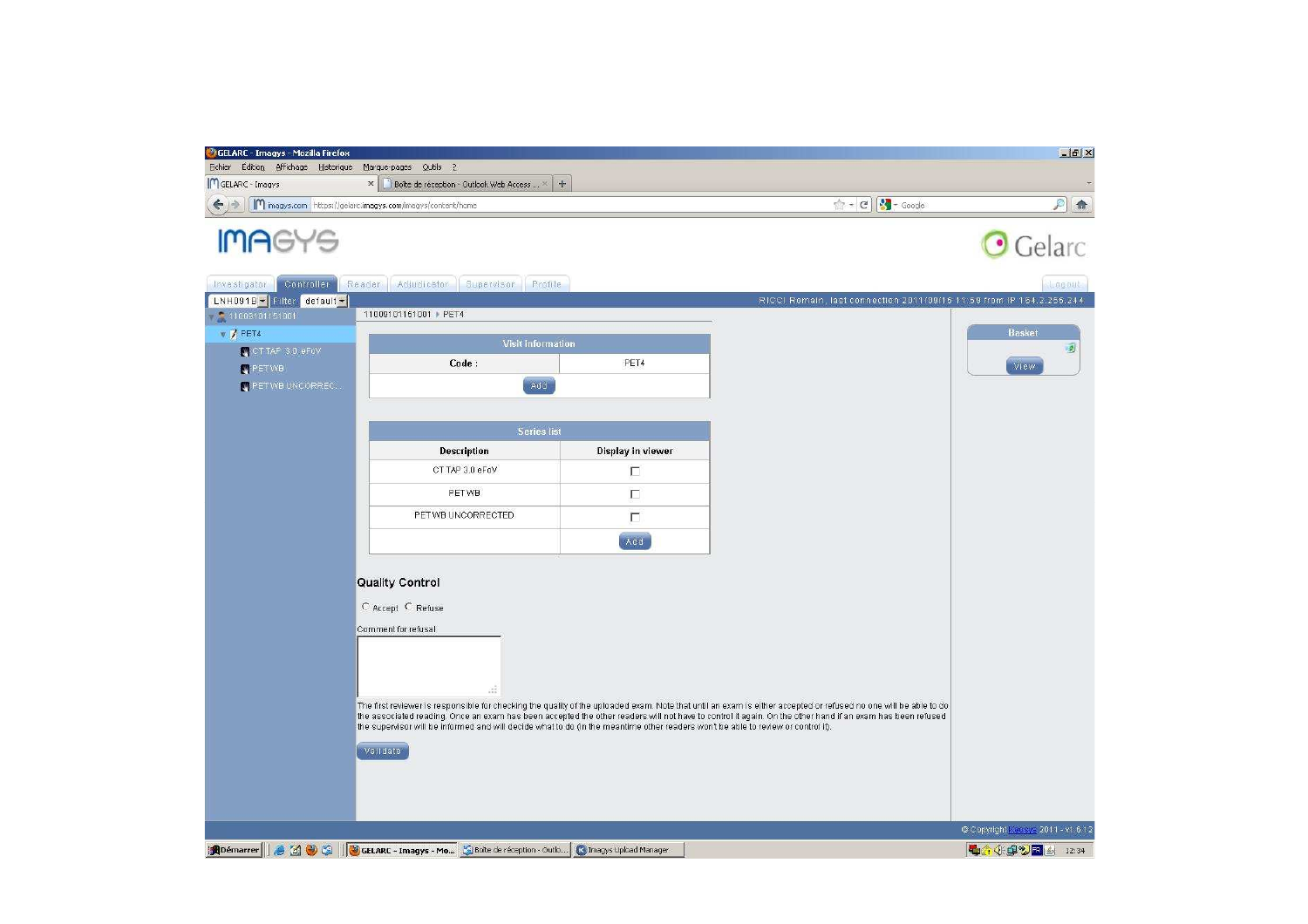GELARC - Imagys - Mozilla Firefox

Fichier Edition Affichage Historique Marque-pages Outils ?

GELARC - Imagys | Boîte de réception - Outlook Web Access ...

imagys.com https://gelarc.imagys.com/imagys/content/home

IMAGYS

Gelarc

Investigator | Controller | Reader | Adjudicator | Supervisor | Profile | Logout

LNH091B Filter default

RICCI Romain, last connection 2011/09/15 11:59 from IP 164.2.255.244

- 11009101151001
  - PET4
    - CT TAP 3.0 eFoV
    - PETWB
    - PETWB UNCORREC...

11009101151001 ▸ PET4

| Visit information | |
|---|---|
| **Code :** | PET4 |
| | Add |

| Series list | |
|---|---|
| **Description** | **Display in viewer** |
| CT TAP 3.0 eFoV | ☐ |
| PETWB | ☐ |
| PETWB UNCORRECTED | ☐ |
| | Add |

Basket

View

## Quality Control

○ Accept ○ Refuse

Comment for refusal

The first reviewer is responsible for checking the quality of the uploaded exam. Note that until an exam is either accepted or refused no one will be able to do the associated reading. Once an exam has been accepted the other readers will not have to control it again. On the other hand if an exam has been refused the supervisor will be informed and will decide what to do (in the meantime other readers won't be able to review or control it).

Validate

© Copyright Imagys 2011 - v1.6.12

Démarrer | GELARC - Imagys - Mo... | Boîte de réception - Outlo... | Imagys Upload Manager | 12:34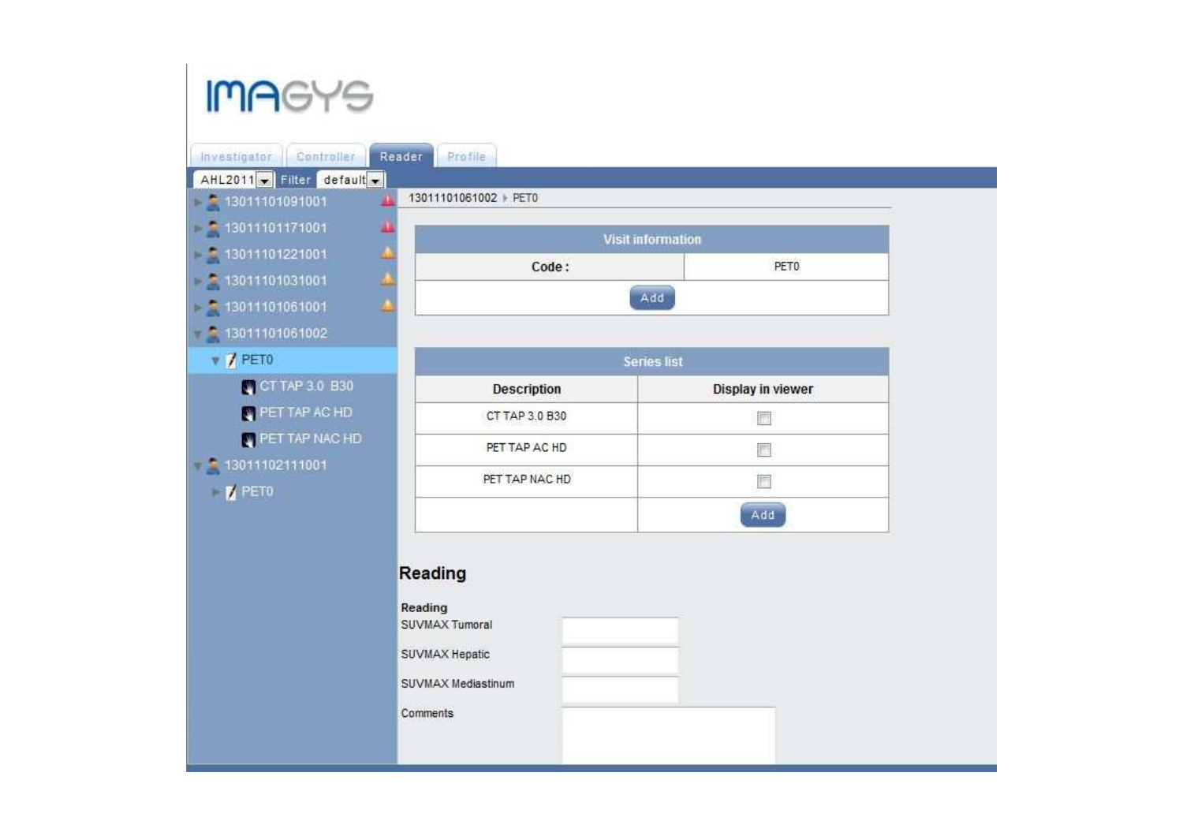IMAGYS

Investigator | Controller | Reader | Profile

AHL2011 Filter default

- 13011101091001
- 13011101171001
- 13011101221001
- 13011101031001
- 13011101061001
- 13011101061002
  - PET0
    - CT TAP 3.0 B30
    - PET TAP AC HD
    - PET TAP NAC HD
- 13011102111001
  - PET0

13011101061002 ▸ PET0

| Visit information | |
|---|---|
| Code : | PET0 |
| Add | |

| Series list | |
|---|---|
| Description | Display in viewer |
| CT TAP 3.0 B30 | ☐ |
| PET TAP AC HD | ☐ |
| PET TAP NAC HD | ☐ |
| | Add |

## Reading

**Reading**

SUVMAX Tumoral

SUVMAX Hepatic

SUVMAX Mediastinum

Comments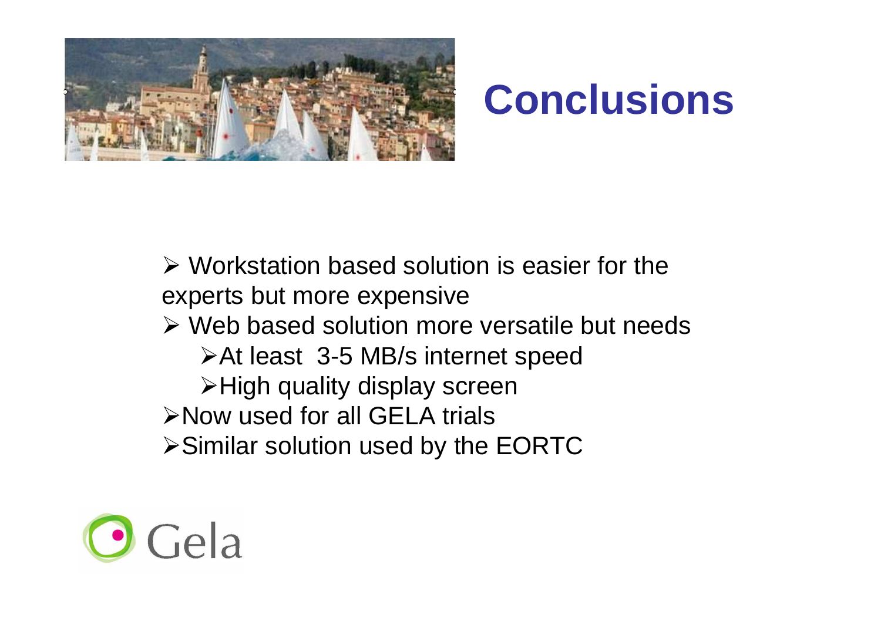# Conclusions

- Workstation based solution is easier for the experts but more expensive
- Web based solution more versatile but needs
  - At least 3-5 MB/s internet speed
  - High quality display screen
- Now used for all GELA trials
- Similar solution used by the EORTC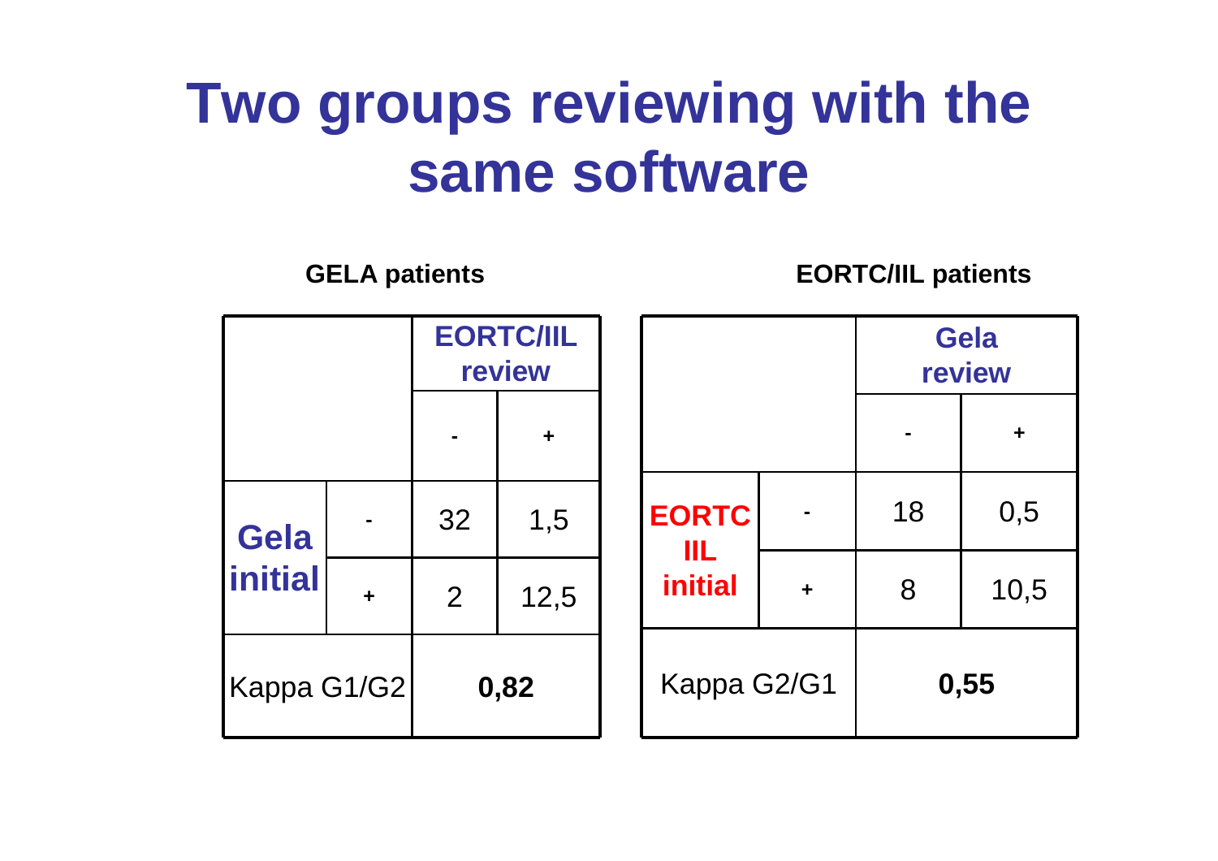# Two groups reviewing with the same software

**GELA patients**

| | | EORTC/IIL review | |
|---|---|---|---|
| | | - | + |
| Gela initial | - | 32 | 1,5 |
| | + | 2 | 12,5 |
| Kappa G1/G2 | | **0,82** | |

**EORTC/IIL patients**

| | | Gela review | |
|---|---|---|---|
| | | - | + |
| EORTC IIL initial | - | 18 | 0,5 |
| | + | 8 | 10,5 |
| Kappa G2/G1 | | **0,55** | |